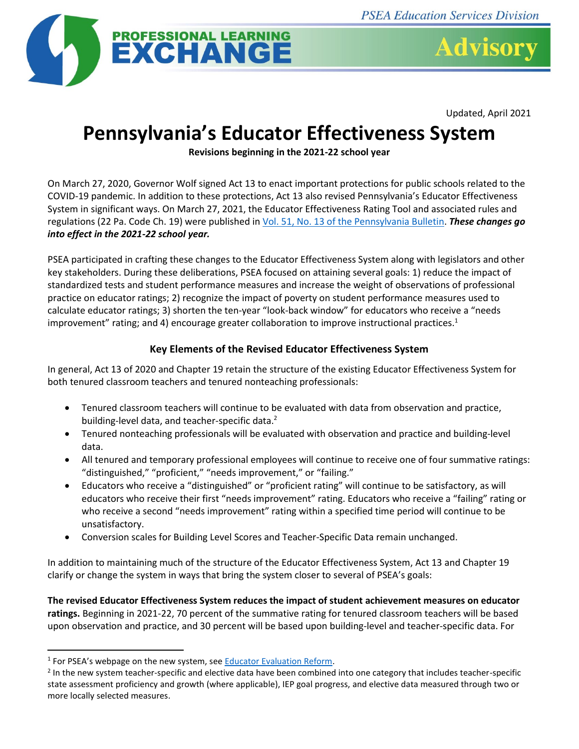PSEA Education Services Division

PROFESSIONAL LEARNING EXCHANGE **Advisory**

Updated, April 2021

# Pennsylvania's Educator Effectiveness System

**Revisions beginning in the 2021-22 school year**

On March 27, 2020, Governor Wolf signed Act 13 to enact important protections for public schools related to the COVID-19 pandemic. In addition to these protections, Act 13 also revised Pennsylvania's Educator Effectiveness System in significant ways. On March 27, 2021, the Educator Effectiveness Rating Tool and associated rules and regulations (22 Pa. Code Ch. 19) were published in [Vol. 51, No. 13 of the Pennsylvania Bulletin](). ***These changes go into effect in the 2021-22 school year.***

PSEA participated in crafting these changes to the Educator Effectiveness System along with legislators and other key stakeholders. During these deliberations, PSEA focused on attaining several goals: 1) reduce the impact of standardized tests and student performance measures and increase the weight of observations of professional practice on educator ratings; 2) recognize the impact of poverty on student performance measures used to calculate educator ratings; 3) shorten the ten-year "look-back window" for educators who receive a "needs improvement" rating; and 4) encourage greater collaboration to improve instructional practices.[1]

### Key Elements of the Revised Educator Effectiveness System

In general, Act 13 of 2020 and Chapter 19 retain the structure of the existing Educator Effectiveness System for both tenured classroom teachers and tenured nonteaching professionals:

- Tenured classroom teachers will continue to be evaluated with data from observation and practice, building-level data, and teacher-specific data.[2]
- Tenured nonteaching professionals will be evaluated with observation and practice and building-level data.
- All tenured and temporary professional employees will continue to receive one of four summative ratings: "distinguished," "proficient," "needs improvement," or "failing."
- Educators who receive a "distinguished" or "proficient rating" will continue to be satisfactory, as will educators who receive their first "needs improvement" rating. Educators who receive a "failing" rating or who receive a second "needs improvement" rating within a specified time period will continue to be unsatisfactory.
- Conversion scales for Building Level Scores and Teacher-Specific Data remain unchanged.

In addition to maintaining much of the structure of the Educator Effectiveness System, Act 13 and Chapter 19 clarify or change the system in ways that bring the system closer to several of PSEA's goals:

**The revised Educator Effectiveness System reduces the impact of student achievement measures on educator ratings.** Beginning in 2021-22, 70 percent of the summative rating for tenured classroom teachers will be based upon observation and practice, and 30 percent will be based upon building-level and teacher-specific data. For

---

[1] For PSEA's webpage on the new system, see [Educator Evaluation Reform]().

[2] In the new system teacher-specific and elective data have been combined into one category that includes teacher-specific state assessment proficiency and growth (where applicable), IEP goal progress, and elective data measured through two or more locally selected measures.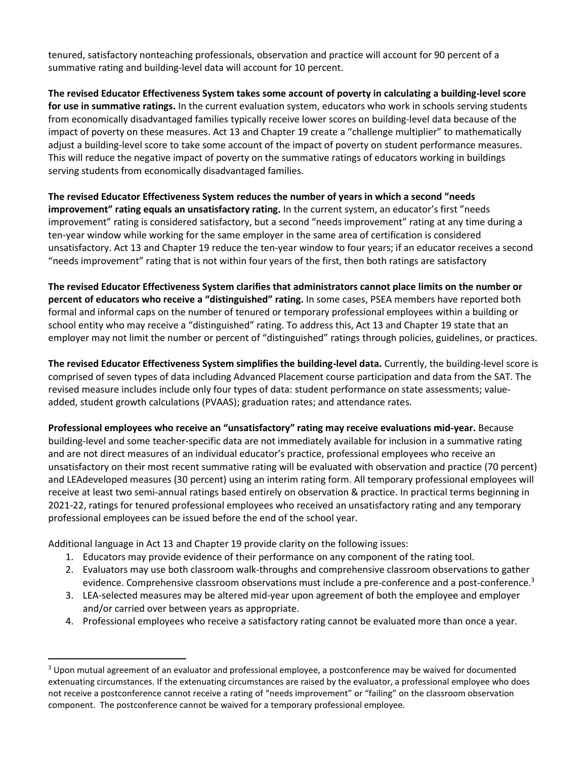tenured, satisfactory nonteaching professionals, observation and practice will account for 90 percent of a summative rating and building-level data will account for 10 percent.

**The revised Educator Effectiveness System takes some account of poverty in calculating a building-level score for use in summative ratings.** In the current evaluation system, educators who work in schools serving students from economically disadvantaged families typically receive lower scores on building-level data because of the impact of poverty on these measures. Act 13 and Chapter 19 create a "challenge multiplier" to mathematically adjust a building-level score to take some account of the impact of poverty on student performance measures. This will reduce the negative impact of poverty on the summative ratings of educators working in buildings serving students from economically disadvantaged families.

**The revised Educator Effectiveness System reduces the number of years in which a second "needs improvement" rating equals an unsatisfactory rating.** In the current system, an educator's first "needs improvement" rating is considered satisfactory, but a second "needs improvement" rating at any time during a ten-year window while working for the same employer in the same area of certification is considered unsatisfactory. Act 13 and Chapter 19 reduce the ten-year window to four years; if an educator receives a second "needs improvement" rating that is not within four years of the first, then both ratings are satisfactory

**The revised Educator Effectiveness System clarifies that administrators cannot place limits on the number or percent of educators who receive a "distinguished" rating.** In some cases, PSEA members have reported both formal and informal caps on the number of tenured or temporary professional employees within a building or school entity who may receive a "distinguished" rating. To address this, Act 13 and Chapter 19 state that an employer may not limit the number or percent of "distinguished" ratings through policies, guidelines, or practices.

**The revised Educator Effectiveness System simplifies the building-level data.** Currently, the building-level score is comprised of seven types of data including Advanced Placement course participation and data from the SAT. The revised measure includes include only four types of data: student performance on state assessments; value-added, student growth calculations (PVAAS); graduation rates; and attendance rates.

**Professional employees who receive an "unsatisfactory" rating may receive evaluations mid-year.** Because building-level and some teacher-specific data are not immediately available for inclusion in a summative rating and are not direct measures of an individual educator's practice, professional employees who receive an unsatisfactory on their most recent summative rating will be evaluated with observation and practice (70 percent) and LEAdeveloped measures (30 percent) using an interim rating form. All temporary professional employees will receive at least two semi-annual ratings based entirely on observation & practice. In practical terms beginning in 2021-22, ratings for tenured professional employees who received an unsatisfactory rating and any temporary professional employees can be issued before the end of the school year.

Additional language in Act 13 and Chapter 19 provide clarity on the following issues:

1. Educators may provide evidence of their performance on any component of the rating tool.
2. Evaluators may use both classroom walk-throughs and comprehensive classroom observations to gather evidence. Comprehensive classroom observations must include a pre-conference and a post-conference.[3]
3. LEA-selected measures may be altered mid-year upon agreement of both the employee and employer and/or carried over between years as appropriate.
4. Professional employees who receive a satisfactory rating cannot be evaluated more than once a year.

[3] Upon mutual agreement of an evaluator and professional employee, a postconference may be waived for documented extenuating circumstances. If the extenuating circumstances are raised by the evaluator, a professional employee who does not receive a postconference cannot receive a rating of "needs improvement" or "failing" on the classroom observation component. The postconference cannot be waived for a temporary professional employee.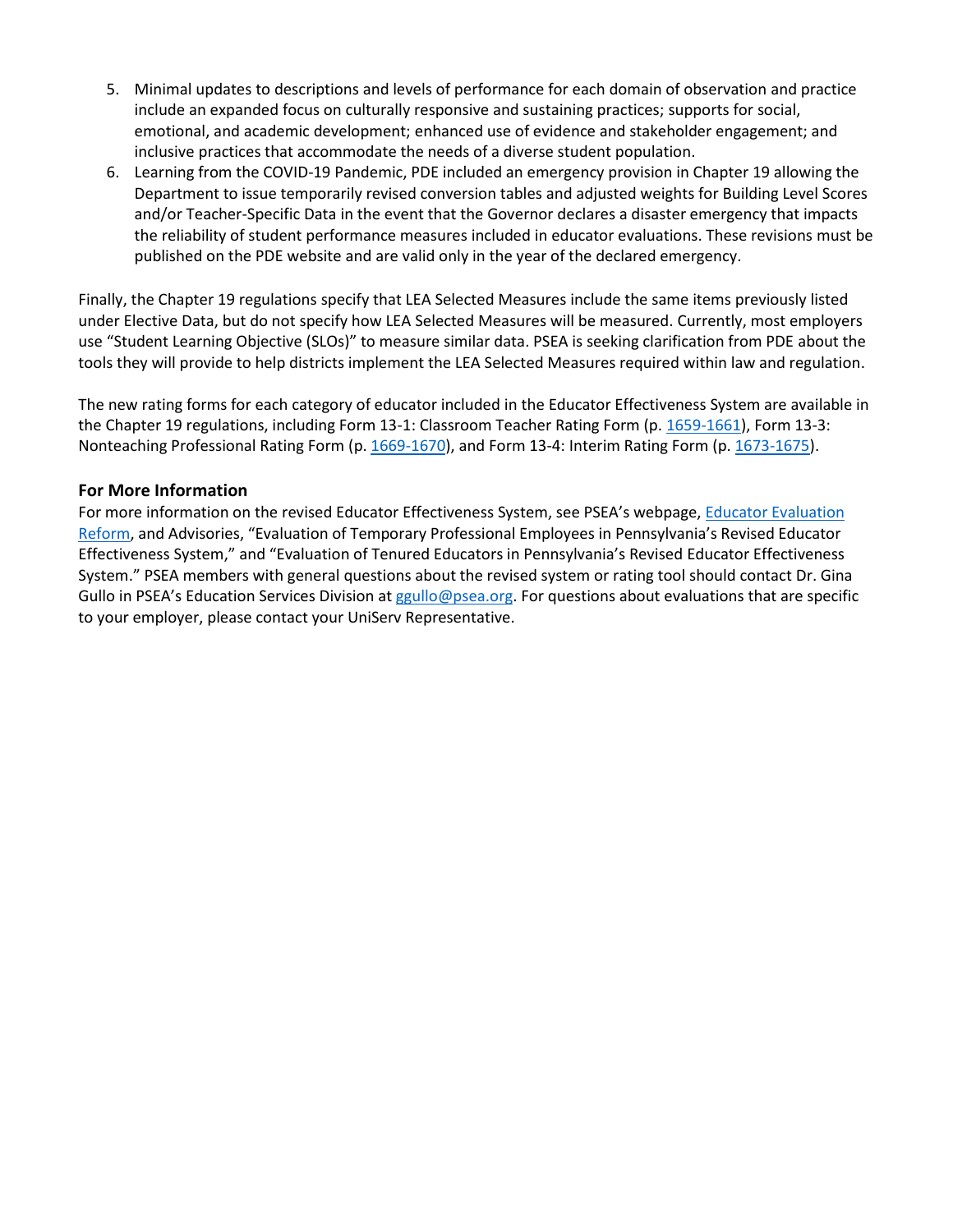5. Minimal updates to descriptions and levels of performance for each domain of observation and practice include an expanded focus on culturally responsive and sustaining practices; supports for social, emotional, and academic development; enhanced use of evidence and stakeholder engagement; and inclusive practices that accommodate the needs of a diverse student population.
6. Learning from the COVID-19 Pandemic, PDE included an emergency provision in Chapter 19 allowing the Department to issue temporarily revised conversion tables and adjusted weights for Building Level Scores and/or Teacher-Specific Data in the event that the Governor declares a disaster emergency that impacts the reliability of student performance measures included in educator evaluations. These revisions must be published on the PDE website and are valid only in the year of the declared emergency.

Finally, the Chapter 19 regulations specify that LEA Selected Measures include the same items previously listed under Elective Data, but do not specify how LEA Selected Measures will be measured. Currently, most employers use "Student Learning Objective (SLOs)" to measure similar data. PSEA is seeking clarification from PDE about the tools they will provide to help districts implement the LEA Selected Measures required within law and regulation.

The new rating forms for each category of educator included in the Educator Effectiveness System are available in the Chapter 19 regulations, including Form 13-1: Classroom Teacher Rating Form (p. 1659-1661), Form 13-3: Nonteaching Professional Rating Form (p. 1669-1670), and Form 13-4: Interim Rating Form (p. 1673-1675).

## For More Information

For more information on the revised Educator Effectiveness System, see PSEA's webpage, Educator Evaluation Reform, and Advisories, "Evaluation of Temporary Professional Employees in Pennsylvania's Revised Educator Effectiveness System," and "Evaluation of Tenured Educators in Pennsylvania's Revised Educator Effectiveness System." PSEA members with general questions about the revised system or rating tool should contact Dr. Gina Gullo in PSEA's Education Services Division at ggullo@psea.org. For questions about evaluations that are specific to your employer, please contact your UniServ Representative.